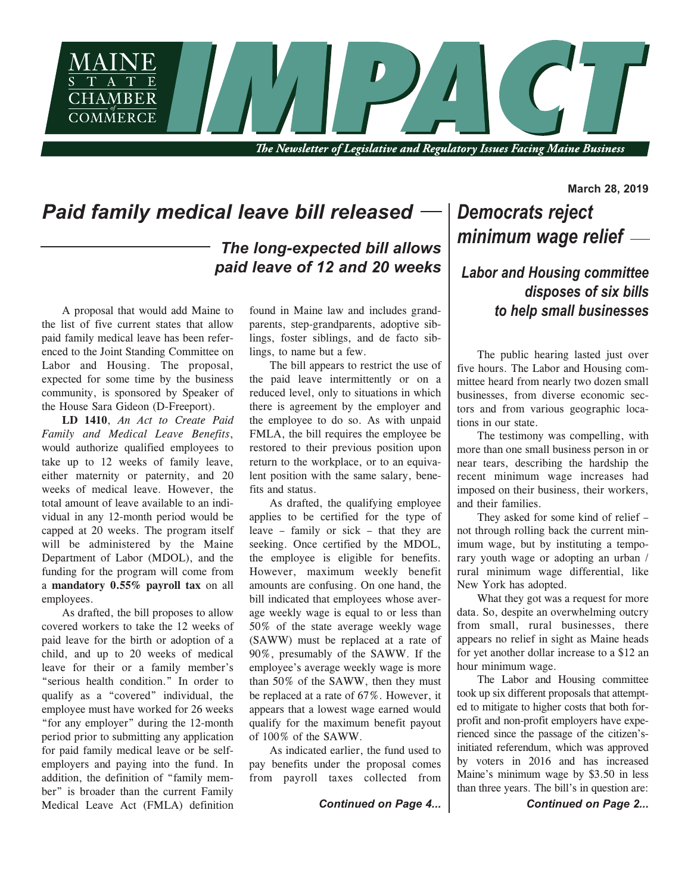# MAINE STATE CHAMBER of COMMERCE IMPACT

*The Newsletter of Legislative and Regulatory Issues Facing Maine Business*

March 28, 2019

## *Paid family medical leave bill released —*

### *The long-expected bill allows paid leave of 12 and 20 weeks*

A proposal that would add Maine to the list of five current states that allow paid family medical leave has been referenced to the Joint Standing Committee on Labor and Housing. The proposal, expected for some time by the business community, is sponsored by Speaker of the House Sara Gideon (D-Freeport).

**LD 1410**, *An Act to Create Paid Family and Medical Leave Benefits*, would authorize qualified employees to take up to 12 weeks of family leave, either maternity or paternity, and 20 weeks of medical leave. However, the total amount of leave available to an individual in any 12-month period would be capped at 20 weeks. The program itself will be administered by the Maine Department of Labor (MDOL), and the funding for the program will come from a **mandatory 0.55% payroll tax** on all employees.

As drafted, the bill proposes to allow covered workers to take the 12 weeks of paid leave for the birth or adoption of a child, and up to 20 weeks of medical leave for their or a family member's "serious health condition." In order to qualify as a "covered" individual, the employee must have worked for 26 weeks "for any employer" during the 12-month period prior to submitting any application for paid family medical leave or be self-employers and paying into the fund. In addition, the definition of "family member" is broader than the current Family Medical Leave Act (FMLA) definition found in Maine law and includes grandparents, step-grandparents, adoptive siblings, foster siblings, and de facto siblings, to name but a few.

The bill appears to restrict the use of the paid leave intermittently or on a reduced level, only to situations in which there is agreement by the employer and the employee to do so. As with unpaid FMLA, the bill requires the employee be restored to their previous position upon return to the workplace, or to an equivalent position with the same salary, benefits and status.

As drafted, the qualifying employee applies to be certified for the type of leave – family or sick – that they are seeking. Once certified by the MDOL, the employee is eligible for benefits. However, maximum weekly benefit amounts are confusing. On one hand, the bill indicated that employees whose average weekly wage is equal to or less than 50% of the state average weekly wage (SAWW) must be replaced at a rate of 90%, presumably of the SAWW. If the employee's average weekly wage is more than 50% of the SAWW, then they must be replaced at a rate of 67%. However, it appears that a lowest wage earned would qualify for the maximum benefit payout of 100% of the SAWW.

As indicated earlier, the fund used to pay benefits under the proposal comes from payroll taxes collected from

***Continued on Page 4...***

## *Democrats reject minimum wage relief —*

### *Labor and Housing committee disposes of six bills to help small businesses*

The public hearing lasted just over five hours. The Labor and Housing committee heard from nearly two dozen small businesses, from diverse economic sectors and from various geographic locations in our state.

The testimony was compelling, with more than one small business person in or near tears, describing the hardship the recent minimum wage increases had imposed on their business, their workers, and their families.

They asked for some kind of relief – not through rolling back the current minimum wage, but by instituting a temporary youth wage or adopting an urban / rural minimum wage differential, like New York has adopted.

What they got was a request for more data. So, despite an overwhelming outcry from small, rural businesses, there appears no relief in sight as Maine heads for yet another dollar increase to a $12 an hour minimum wage.

The Labor and Housing committee took up six different proposals that attempted to mitigate to higher costs that both for-profit and non-profit employers have experienced since the passage of the citizen's-initiated referendum, which was approved by voters in 2016 and has increased Maine's minimum wage by $3.50 in less than three years. The bill's in question are:

***Continued on Page 2...***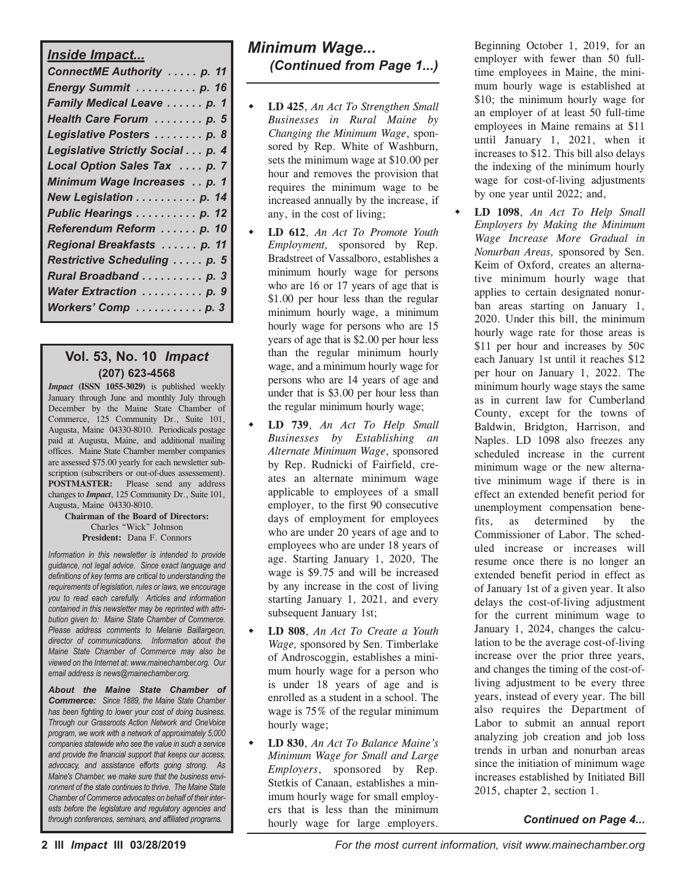## *Inside Impact...*

| | |
|---|---|
| *ConnectME Authority* | *p. 11* |
| *Energy Summit* | *p. 16* |
| *Family Medical Leave* | *p. 1* |
| *Health Care Forum* | *p. 5* |
| *Legislative Posters* | *p. 8* |
| *Legislative Strictly Social* | *p. 4* |
| *Local Option Sales Tax* | *p. 7* |
| *Minimum Wage Increases* | *p. 1* |
| *New Legislation* | *p. 14* |
| *Public Hearings* | *p. 12* |
| *Referendum Reform* | *p. 10* |
| *Regional Breakfasts* | *p. 11* |
| *Restrictive Scheduling* | *p. 5* |
| *Rural Broadband* | *p. 3* |
| *Water Extraction* | *p. 9* |
| *Workers' Comp* | *p. 3* |

### Vol. 53, No. 10 *Impact*

**(207) 623-4568**

***Impact* (ISSN 1055-3029)** is published weekly January through June and monthly July through December by the Maine State Chamber of Commerce, 125 Community Dr., Suite 101, Augusta, Maine 04330-8010. Periodicals postage paid at Augusta, Maine, and additional mailing offices. Maine State Chamber member companies are assessed $75.00 yearly for each newsletter subscription (subscribers or out-of-dues assessement). **POSTMASTER:** Please send any address changes to ***Impact***, 125 Community Dr., Suite 101, Augusta, Maine 04330-8010.

**Chairman of the Board of Directors:** Charles "Wick" Johnson
**President:** Dana F. Connors

*Information in this newsletter is intended to provide guidance, not legal advice. Since exact language and definitions of key terms are critical to understanding the requirements of legislation, rules or laws, we encourage you to read each carefully. Articles and information contained in this newsletter may be reprinted with attribution given to: Maine State Chamber of Commerce. Please address comments to Melanie Baillargeon, director of communications. Information about the Maine State Chamber of Commerce may also be viewed on the Internet at: www.mainechamber.org. Our email address is news@mainechamber.org.*

***About the Maine State Chamber of Commerce:*** *Since 1889, the Maine State Chamber has been fighting to lower your cost of doing business. Through our Grassroots Action Network and OneVoice program, we work with a network of approximately 5,000 companies statewide who see the value in such a service and provide the financial support that keeps our access, advocacy, and assistance efforts going strong. As Maine's Chamber, we make sure that the business environment of the state continues to thrive. The Maine State Chamber of Commerce advocates on behalf of their interests before the legislature and regulatory agencies and through conferences, seminars, and affiliated programs.*

## *Minimum Wage... (Continued from Page 1...)*

- **LD 425**, *An Act To Strengthen Small Businesses in Rural Maine by Changing the Minimum Wage*, sponsored by Rep. White of Washburn, sets the minimum wage at $10.00 per hour and removes the provision that requires the minimum wage to be increased annually by the increase, if any, in the cost of living;
- **LD 612**, *An Act To Promote Youth Employment,* sponsored by Rep. Bradstreet of Vassalboro, establishes a minimum hourly wage for persons who are 16 or 17 years of age that is $1.00 per hour less than the regular minimum hourly wage, a minimum hourly wage for persons who are 15 years of age that is $2.00 per hour less than the regular minimum hourly wage, and a minimum hourly wage for persons who are 14 years of age and under that is $3.00 per hour less than the regular minimum hourly wage;
- **LD 739**, *An Act To Help Small Businesses by Establishing an Alternate Minimum Wage*, sponsored by Rep. Rudnicki of Fairfield, creates an alternate minimum wage applicable to employees of a small employer, to the first 90 consecutive days of employment for employees who are under 20 years of age and to employees who are under 18 years of age. Starting January 1, 2020, The wage is $9.75 and will be increased by any increase in the cost of living starting January 1, 2021, and every subsequent January 1st;
- **LD 808**, *An Act To Create a Youth Wage,* sponsored by Sen. Timberlake of Androscoggin, establishes a minimum hourly wage for a person who is under 18 years of age and is enrolled as a student in a school. The wage is 75% of the regular minimum hourly wage;
- **LD 830**, *An Act To Balance Maine's Minimum Wage for Small and Large Employers*, sponsored by Rep. Stetkis of Canaan, establishes a minimum hourly wage for small employers that is less than the minimum hourly wage for large employers. Beginning October 1, 2019, for an employer with fewer than 50 full-time employees in Maine, the minimum hourly wage is established at $10; the minimum hourly wage for an employer of at least 50 full-time employees in Maine remains at $11 until January 1, 2021, when it increases to $12. This bill also delays the indexing of the minimum hourly wage for cost-of-living adjustments by one year until 2022; and,
- **LD 1098**, *An Act To Help Small Employers by Making the Minimum Wage Increase More Gradual in Nonurban Areas,* sponsored by Sen. Keim of Oxford, creates an alternative minimum hourly wage that applies to certain designated nonurban areas starting on January 1, 2020. Under this bill, the minimum hourly wage rate for those areas is $11 per hour and increases by 50¢ each January 1st until it reaches $12 per hour on January 1, 2022. The minimum hourly wage stays the same as in current law for Cumberland County, except for the towns of Baldwin, Bridgton, Harrison, and Naples. LD 1098 also freezes any scheduled increase in the current minimum wage or the new alternative minimum wage if there is in effect an extended benefit period for unemployment compensation benefits, as determined by the Commissioner of Labor. The scheduled increase or increases will resume once there is no longer an extended benefit period in effect as of January 1st of a given year. It also delays the cost-of-living adjustment for the current minimum wage to January 1, 2024, changes the calculation to be the average cost-of-living increase over the prior three years, and changes the timing of the cost-of-living adjustment to be every three years, instead of every year. The bill also requires the Department of Labor to submit an annual report analyzing job creation and job loss trends in urban and nonurban areas since the initiation of minimum wage increases established by Initiated Bill 2015, chapter 2, section 1.

***Continued on Page 4...***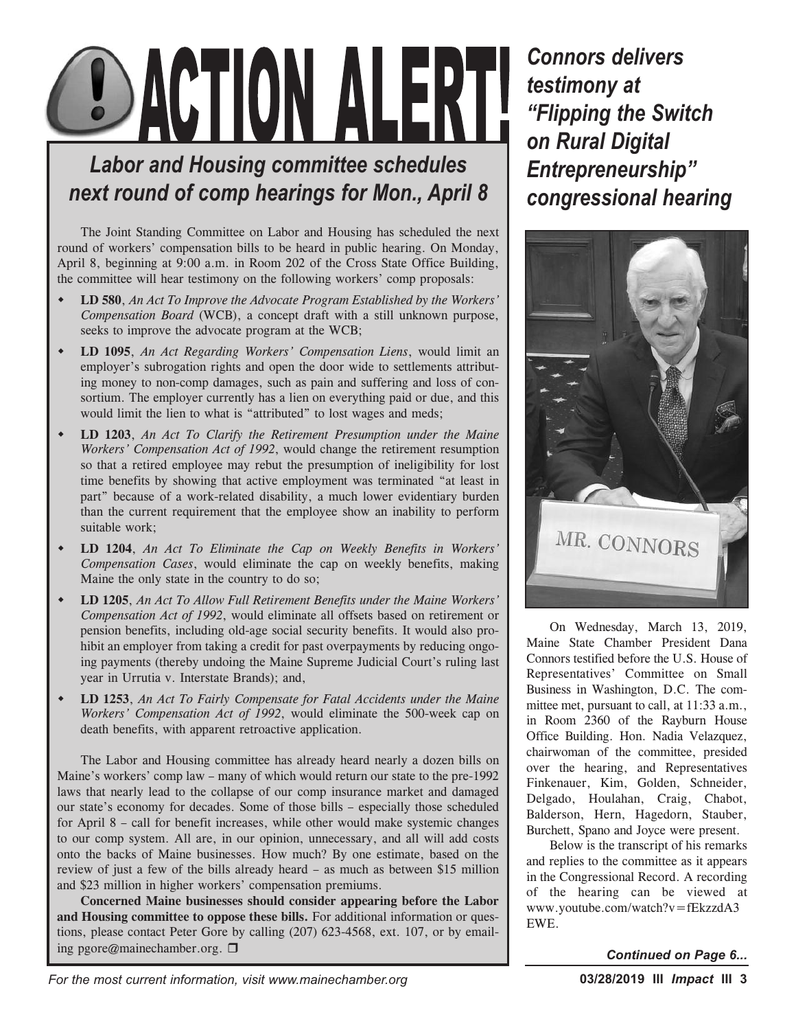# ACTION ALERT!

## *Labor and Housing committee schedules next round of comp hearings for Mon., April 8*

The Joint Standing Committee on Labor and Housing has scheduled the next round of workers' compensation bills to be heard in public hearing. On Monday, April 8, beginning at 9:00 a.m. in Room 202 of the Cross State Office Building, the committee will hear testimony on the following workers' comp proposals:

- **LD 580**, *An Act To Improve the Advocate Program Established by the Workers' Compensation Board* (WCB), a concept draft with a still unknown purpose, seeks to improve the advocate program at the WCB;
- **LD 1095**, *An Act Regarding Workers' Compensation Liens*, would limit an employer's subrogation rights and open the door wide to settlements attributing money to non-comp damages, such as pain and suffering and loss of consortium. The employer currently has a lien on everything paid or due, and this would limit the lien to what is "attributed" to lost wages and meds;
- **LD 1203**, *An Act To Clarify the Retirement Presumption under the Maine Workers' Compensation Act of 1992*, would change the retirement resumption so that a retired employee may rebut the presumption of ineligibility for lost time benefits by showing that active employment was terminated "at least in part" because of a work-related disability, a much lower evidentiary burden than the current requirement that the employee show an inability to perform suitable work;
- **LD 1204**, *An Act To Eliminate the Cap on Weekly Benefits in Workers' Compensation Cases*, would eliminate the cap on weekly benefits, making Maine the only state in the country to do so;
- **LD 1205**, *An Act To Allow Full Retirement Benefits under the Maine Workers' Compensation Act of 1992*, would eliminate all offsets based on retirement or pension benefits, including old-age social security benefits. It would also prohibit an employer from taking a credit for past overpayments by reducing ongoing payments (thereby undoing the Maine Supreme Judicial Court's ruling last year in Urrutia v. Interstate Brands); and,
- **LD 1253**, *An Act To Fairly Compensate for Fatal Accidents under the Maine Workers' Compensation Act of 1992*, would eliminate the 500-week cap on death benefits, with apparent retroactive application.

The Labor and Housing committee has already heard nearly a dozen bills on Maine's workers' comp law – many of which would return our state to the pre-1992 laws that nearly lead to the collapse of our comp insurance market and damaged our state's economy for decades. Some of those bills – especially those scheduled for April 8 – call for benefit increases, while other would make systemic changes to our comp system. All are, in our opinion, unnecessary, and all will add costs onto the backs of Maine businesses. How much? By one estimate, based on the review of just a few of the bills already heard – as much as between $15 million and $23 million in higher workers' compensation premiums.

**Concerned Maine businesses should consider appearing before the Labor and Housing committee to oppose these bills.** For additional information or questions, please contact Peter Gore by calling (207) 623-4568, ext. 107, or by emailing pgore@mainechamber.org. ❒

## *Connors delivers testimony at "Flipping the Switch on Rural Digital Entrepreneurship" congressional hearing*

On Wednesday, March 13, 2019, Maine State Chamber President Dana Connors testified before the U.S. House of Representatives' Committee on Small Business in Washington, D.C. The committee met, pursuant to call, at 11:33 a.m., in Room 2360 of the Rayburn House Office Building. Hon. Nadia Velazquez, chairwoman of the committee, presided over the hearing, and Representatives Finkenauer, Kim, Golden, Schneider, Delgado, Houlahan, Craig, Chabot, Balderson, Hern, Hagedorn, Stauber, Burchett, Spano and Joyce were present.

Below is the transcript of his remarks and replies to the committee as it appears in the Congressional Record. A recording of the hearing can be viewed at www.youtube.com/watch?v=fEkzzdA3EWE.

***Continued on Page 6...***

*For the most current information, visit www.mainechamber.org*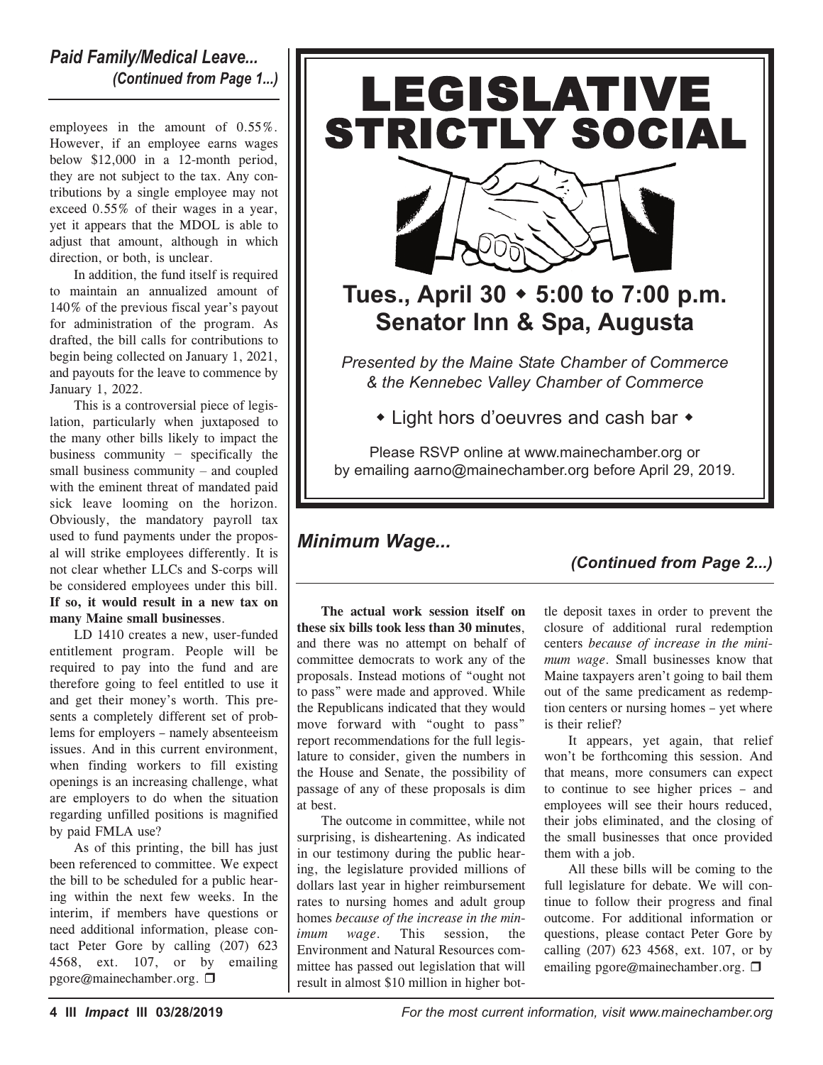## *Paid Family/Medical Leave...*
*(Continued from Page 1...)*

employees in the amount of 0.55%. However, if an employee earns wages below $12,000 in a 12-month period, they are not subject to the tax. Any contributions by a single employee may not exceed 0.55% of their wages in a year, yet it appears that the MDOL is able to adjust that amount, although in which direction, or both, is unclear.

In addition, the fund itself is required to maintain an annualized amount of 140% of the previous fiscal year's payout for administration of the program. As drafted, the bill calls for contributions to begin being collected on January 1, 2021, and payouts for the leave to commence by January 1, 2022.

This is a controversial piece of legislation, particularly when juxtaposed to the many other bills likely to impact the business community − specifically the small business community – and coupled with the eminent threat of mandated paid sick leave looming on the horizon. Obviously, the mandatory payroll tax used to fund payments under the proposal will strike employees differently. It is not clear whether LLCs and S-corps will be considered employees under this bill. **If so, it would result in a new tax on many Maine small businesses**.

LD 1410 creates a new, user-funded entitlement program. People will be required to pay into the fund and are therefore going to feel entitled to use it and get their money's worth. This presents a completely different set of problems for employers – namely absenteeism issues. And in this current environment, when finding workers to fill existing openings is an increasing challenge, what are employers to do when the situation regarding unfilled positions is magnified by paid FMLA use?

As of this printing, the bill has just been referenced to committee. We expect the bill to be scheduled for a public hearing within the next few weeks. In the interim, if members have questions or need additional information, please contact Peter Gore by calling (207) 623 4568, ext. 107, or by emailing pgore@mainechamber.org. ❒

# LEGISLATIVE STRICTLY SOCIAL

## Tues., April 30 ◆ 5:00 to 7:00 p.m.
## Senator Inn & Spa, Augusta

*Presented by the Maine State Chamber of Commerce & the Kennebec Valley Chamber of Commerce*

◆ Light hors d'oeuvres and cash bar ◆

Please RSVP online at www.mainechamber.org or by emailing aarno@mainechamber.org before April 29, 2019.

## *Minimum Wage...*
*(Continued from Page 2...)*

**The actual work session itself on these six bills took less than 30 minutes**, and there was no attempt on behalf of committee democrats to work any of the proposals. Instead motions of "ought not to pass" were made and approved. While the Republicans indicated that they would move forward with "ought to pass" report recommendations for the full legislature to consider, given the numbers in the House and Senate, the possibility of passage of any of these proposals is dim at best.

The outcome in committee, while not surprising, is disheartening. As indicated in our testimony during the public hearing, the legislature provided millions of dollars last year in higher reimbursement rates to nursing homes and adult group homes *because of the increase in the minimum wage*. This session, the Environment and Natural Resources committee has passed out legislation that will result in almost $10 million in higher bottle deposit taxes in order to prevent the closure of additional rural redemption centers *because of increase in the minimum wage*. Small businesses know that Maine taxpayers aren't going to bail them out of the same predicament as redemption centers or nursing homes – yet where is their relief?

It appears, yet again, that relief won't be forthcoming this session. And that means, more consumers can expect to continue to see higher prices – and employees will see their hours reduced, their jobs eliminated, and the closing of the small businesses that once provided them with a job.

All these bills will be coming to the full legislature for debate. We will continue to follow their progress and final outcome. For additional information or questions, please contact Peter Gore by calling (207) 623 4568, ext. 107, or by emailing pgore@mainechamber.org. ❒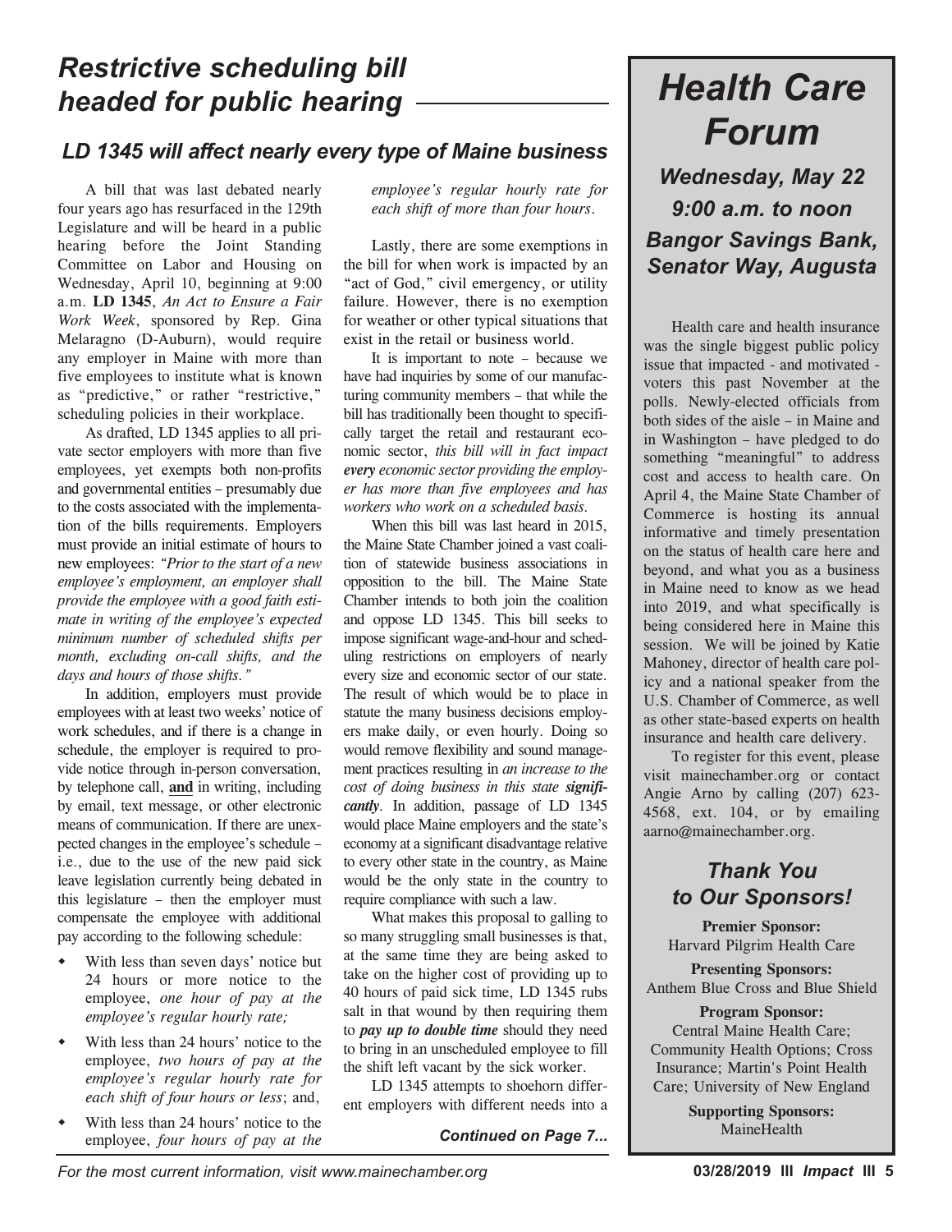## *Restrictive scheduling bill headed for public hearing*

### *LD 1345 will affect nearly every type of Maine business*

A bill that was last debated nearly four years ago has resurfaced in the 129th Legislature and will be heard in a public hearing before the Joint Standing Committee on Labor and Housing on Wednesday, April 10, beginning at 9:00 a.m. **LD 1345**, *An Act to Ensure a Fair Work Week*, sponsored by Rep. Gina Melaragno (D-Auburn), would require any employer in Maine with more than five employees to institute what is known as "predictive," or rather "restrictive," scheduling policies in their workplace.

As drafted, LD 1345 applies to all private sector employers with more than five employees, yet exempts both non-profits and governmental entities – presumably due to the costs associated with the implementation of the bills requirements. Employers must provide an initial estimate of hours to new employees: *"Prior to the start of a new employee's employment, an employer shall provide the employee with a good faith estimate in writing of the employee's expected minimum number of scheduled shifts per month, excluding on-call shifts, and the days and hours of those shifts."*

In addition, employers must provide employees with at least two weeks' notice of work schedules, and if there is a change in schedule, the employer is required to provide notice through in-person conversation, by telephone call, **and** in writing, including by email, text message, or other electronic means of communication. If there are unexpected changes in the employee's schedule – i.e., due to the use of the new paid sick leave legislation currently being debated in this legislature – then the employer must compensate the employee with additional pay according to the following schedule:

- With less than seven days' notice but 24 hours or more notice to the employee, *one hour of pay at the employee's regular hourly rate;*
- With less than 24 hours' notice to the employee, *two hours of pay at the employee's regular hourly rate for each shift of four hours or less*; and,
- With less than 24 hours' notice to the employee, *four hours of pay at the employee's regular hourly rate for each shift of more than four hours.*

Lastly, there are some exemptions in the bill for when work is impacted by an "act of God," civil emergency, or utility failure. However, there is no exemption for weather or other typical situations that exist in the retail or business world.

It is important to note – because we have had inquiries by some of our manufacturing community members – that while the bill has traditionally been thought to specifically target the retail and restaurant economic sector, *this bill will in fact impact **every** economic sector providing the employer has more than five employees and has workers who work on a scheduled basis.*

When this bill was last heard in 2015, the Maine State Chamber joined a vast coalition of statewide business associations in opposition to the bill. The Maine State Chamber intends to both join the coalition and oppose LD 1345. This bill seeks to impose significant wage-and-hour and scheduling restrictions on employers of nearly every size and economic sector of our state. The result of which would be to place in statute the many business decisions employers make daily, or even hourly. Doing so would remove flexibility and sound management practices resulting in *an increase to the cost of doing business in this state **significantly***. In addition, passage of LD 1345 would place Maine employers and the state's economy at a significant disadvantage relative to every other state in the country, as Maine would be the only state in the country to require compliance with such a law.

What makes this proposal to galling to so many struggling small businesses is that, at the same time they are being asked to take on the higher cost of providing up to 40 hours of paid sick time, LD 1345 rubs salt in that wound by then requiring them to ***pay up to double time*** should they need to bring in an unscheduled employee to fill the shift left vacant by the sick worker.

LD 1345 attempts to shoehorn different employers with different needs into a

***Continued on Page 7...***

---

# *Health Care Forum*

### *Wednesday, May 22*
### *9:00 a.m. to noon*
### *Bangor Savings Bank, Senator Way, Augusta*

Health care and health insurance was the single biggest public policy issue that impacted - and motivated - voters this past November at the polls. Newly-elected officials from both sides of the aisle – in Maine and in Washington – have pledged to do something "meaningful" to address cost and access to health care. On April 4, the Maine State Chamber of Commerce is hosting its annual informative and timely presentation on the status of health care here and beyond, and what you as a business in Maine need to know as we head into 2019, and what specifically is being considered here in Maine this session. We will be joined by Katie Mahoney, director of health care policy and a national speaker from the U.S. Chamber of Commerce, as well as other state-based experts on health insurance and health care delivery.

To register for this event, please visit mainechamber.org or contact Angie Arno by calling (207) 623-4568, ext. 104, or by emailing aarno@mainechamber.org.

### *Thank You to Our Sponsors!*

**Premier Sponsor:**
Harvard Pilgrim Health Care

**Presenting Sponsors:**
Anthem Blue Cross and Blue Shield

**Program Sponsor:**
Central Maine Health Care; Community Health Options; Cross Insurance; Martin's Point Health Care; University of New England

**Supporting Sponsors:**
MaineHealth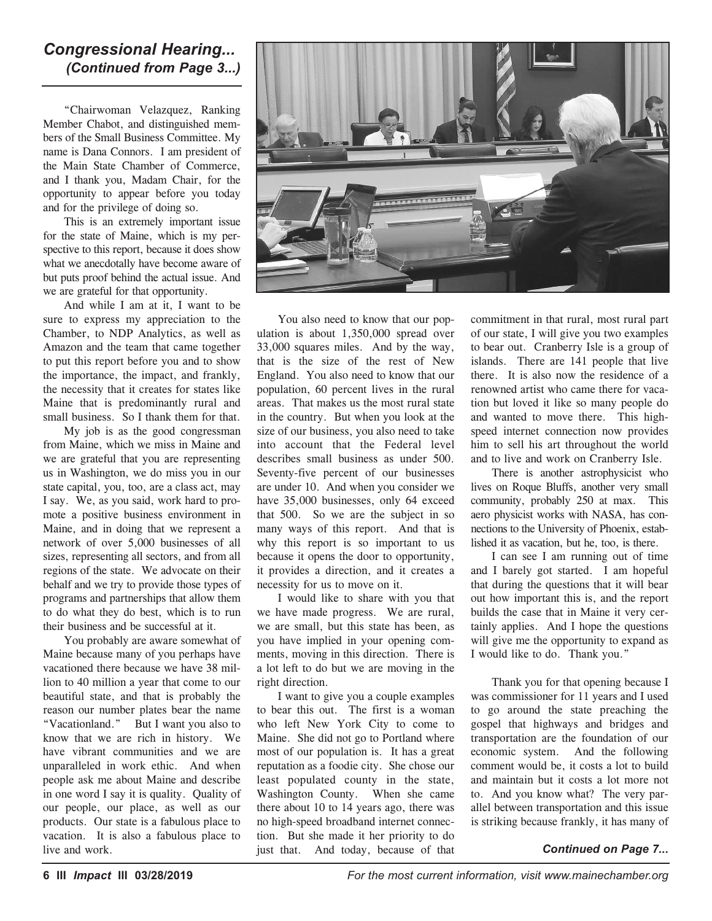## *Congressional Hearing... (Continued from Page 3...)*

"Chairwoman Velazquez, Ranking Member Chabot, and distinguished members of the Small Business Committee. My name is Dana Connors. I am president of the Main State Chamber of Commerce, and I thank you, Madam Chair, for the opportunity to appear before you today and for the privilege of doing so.

This is an extremely important issue for the state of Maine, which is my perspective to this report, because it does show what we anecdotally have become aware of but puts proof behind the actual issue. And we are grateful for that opportunity.

And while I am at it, I want to be sure to express my appreciation to the Chamber, to NDP Analytics, as well as Amazon and the team that came together to put this report before you and to show the importance, the impact, and frankly, the necessity that it creates for states like Maine that is predominantly rural and small business. So I thank them for that.

My job is as the good congressman from Maine, which we miss in Maine and we are grateful that you are representing us in Washington, we do miss you in our state capital, you, too, are a class act, may I say. We, as you said, work hard to promote a positive business environment in Maine, and in doing that we represent a network of over 5,000 businesses of all sizes, representing all sectors, and from all regions of the state. We advocate on their behalf and we try to provide those types of programs and partnerships that allow them to do what they do best, which is to run their business and be successful at it.

You probably are aware somewhat of Maine because many of you perhaps have vacationed there because we have 38 million to 40 million a year that come to our beautiful state, and that is probably the reason our number plates bear the name "Vacationland." But I want you also to know that we are rich in history. We have vibrant communities and we are unparalleled in work ethic. And when people ask me about Maine and describe in one word I say it is quality. Quality of our people, our place, as well as our products. Our state is a fabulous place to vacation. It is also a fabulous place to live and work.

You also need to know that our population is about 1,350,000 spread over 33,000 squares miles. And by the way, that is the size of the rest of New England. You also need to know that our population, 60 percent lives in the rural areas. That makes us the most rural state in the country. But when you look at the size of our business, you also need to take into account that the Federal level describes small business as under 500. Seventy-five percent of our businesses are under 10. And when you consider we have 35,000 businesses, only 64 exceed that 500. So we are the subject in so many ways of this report. And that is why this report is so important to us because it opens the door to opportunity, it provides a direction, and it creates a necessity for us to move on it.

I would like to share with you that we have made progress. We are rural, we are small, but this state has been, as you have implied in your opening comments, moving in this direction. There is a lot left to do but we are moving in the right direction.

I want to give you a couple examples to bear this out. The first is a woman who left New York City to come to Maine. She did not go to Portland where most of our population is. It has a great reputation as a foodie city. She chose our least populated county in the state, Washington County. When she came there about 10 to 14 years ago, there was no high-speed broadband internet connection. But she made it her priority to do just that. And today, because of that commitment in that rural, most rural part of our state, I will give you two examples to bear out. Cranberry Isle is a group of islands. There are 141 people that live there. It is also now the residence of a renowned artist who came there for vacation but loved it like so many people do and wanted to move there. This high-speed internet connection now provides him to sell his art throughout the world and to live and work on Cranberry Isle.

There is another astrophysicist who lives on Roque Bluffs, another very small community, probably 250 at max. This aero physicist works with NASA, has connections to the University of Phoenix, established it as vacation, but he, too, is there.

I can see I am running out of time and I barely got started. I am hopeful that during the questions that it will bear out how important this is, and the report builds the case that in Maine it very certainly applies. And I hope the questions will give me the opportunity to expand as I would like to do. Thank you."

Thank you for that opening because I was commissioner for 11 years and I used to go around the state preaching the gospel that highways and bridges and transportation are the foundation of our economic system. And the following comment would be, it costs a lot to build and maintain but it costs a lot more not to. And you know what? The very parallel between transportation and this issue is striking because frankly, it has many of

***Continued on Page 7...***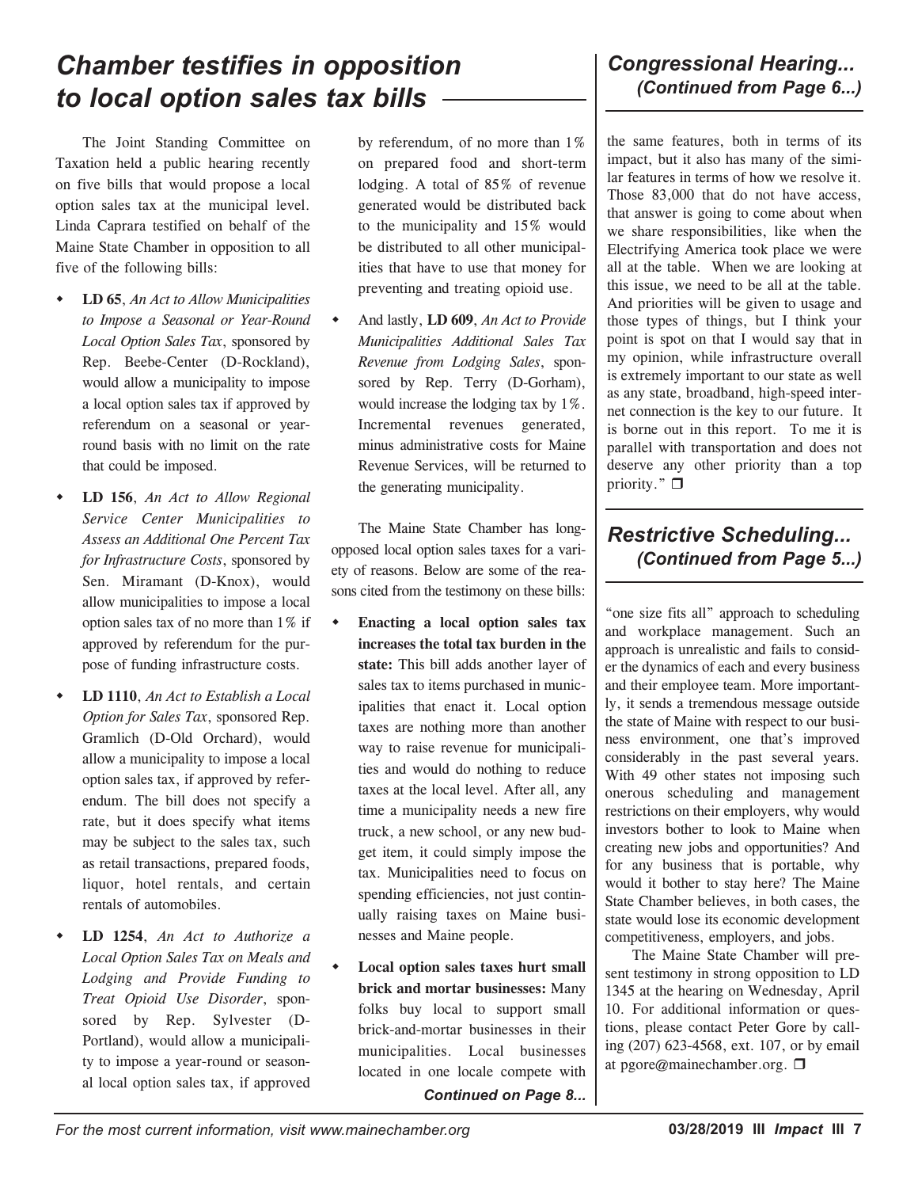## *Chamber testifies in opposition to local option sales tax bills*

The Joint Standing Committee on Taxation held a public hearing recently on five bills that would propose a local option sales tax at the municipal level. Linda Caprara testified on behalf of the Maine State Chamber in opposition to all five of the following bills:

- **LD 65**, *An Act to Allow Municipalities to Impose a Seasonal or Year-Round Local Option Sales Tax*, sponsored by Rep. Beebe-Center (D-Rockland), would allow a municipality to impose a local option sales tax if approved by referendum on a seasonal or year-round basis with no limit on the rate that could be imposed.
- **LD 156**, *An Act to Allow Regional Service Center Municipalities to Assess an Additional One Percent Tax for Infrastructure Costs*, sponsored by Sen. Miramant (D-Knox), would allow municipalities to impose a local option sales tax of no more than 1% if approved by referendum for the purpose of funding infrastructure costs.
- **LD 1110**, *An Act to Establish a Local Option for Sales Tax*, sponsored Rep. Gramlich (D-Old Orchard), would allow a municipality to impose a local option sales tax, if approved by referendum. The bill does not specify a rate, but it does specify what items may be subject to the sales tax, such as retail transactions, prepared foods, liquor, hotel rentals, and certain rentals of automobiles.
- **LD 1254**, *An Act to Authorize a Local Option Sales Tax on Meals and Lodging and Provide Funding to Treat Opioid Use Disorder*, sponsored by Rep. Sylvester (D-Portland), would allow a municipality to impose a year-round or seasonal local option sales tax, if approved by referendum, of no more than 1% on prepared food and short-term lodging. A total of 85% of revenue generated would be distributed back to the municipality and 15% would be distributed to all other municipalities that have to use that money for preventing and treating opioid use.
- And lastly, **LD 609**, *An Act to Provide Municipalities Additional Sales Tax Revenue from Lodging Sales*, sponsored by Rep. Terry (D-Gorham), would increase the lodging tax by 1%. Incremental revenues generated, minus administrative costs for Maine Revenue Services, will be returned to the generating municipality.

The Maine State Chamber has long-opposed local option sales taxes for a variety of reasons. Below are some of the reasons cited from the testimony on these bills:

- **Enacting a local option sales tax increases the total tax burden in the state:** This bill adds another layer of sales tax to items purchased in municipalities that enact it. Local option taxes are nothing more than another way to raise revenue for municipalities and would do nothing to reduce taxes at the local level. After all, any time a municipality needs a new fire truck, a new school, or any new budget item, it could simply impose the tax. Municipalities need to focus on spending efficiencies, not just continually raising taxes on Maine businesses and Maine people.
- **Local option sales taxes hurt small brick and mortar businesses:** Many folks buy local to support small brick-and-mortar businesses in their municipalities. Local businesses located in one locale compete with

***Continued on Page 8...***

## *Congressional Hearing... (Continued from Page 6...)*

the same features, both in terms of its impact, but it also has many of the similar features in terms of how we resolve it. Those 83,000 that do not have access, that answer is going to come about when we share responsibilities, like when the Electrifying America took place we were all at the table. When we are looking at this issue, we need to be all at the table. And priorities will be given to usage and those types of things, but I think your point is spot on that I would say that in my opinion, while infrastructure overall is extremely important to our state as well as any state, broadband, high-speed internet connection is the key to our future. It is borne out in this report. To me it is parallel with transportation and does not deserve any other priority than a top priority." ❐

## *Restrictive Scheduling... (Continued from Page 5...)*

"one size fits all" approach to scheduling and workplace management. Such an approach is unrealistic and fails to consider the dynamics of each and every business and their employee team. More importantly, it sends a tremendous message outside the state of Maine with respect to our business environment, one that's improved considerably in the past several years. With 49 other states not imposing such onerous scheduling and management restrictions on their employers, why would investors bother to look to Maine when creating new jobs and opportunities? And for any business that is portable, why would it bother to stay here? The Maine State Chamber believes, in both cases, the state would lose its economic development competitiveness, employers, and jobs.

The Maine State Chamber will present testimony in strong opposition to LD 1345 at the hearing on Wednesday, April 10. For additional information or questions, please contact Peter Gore by calling (207) 623-4568, ext. 107, or by email at pgore@mainechamber.org. ❐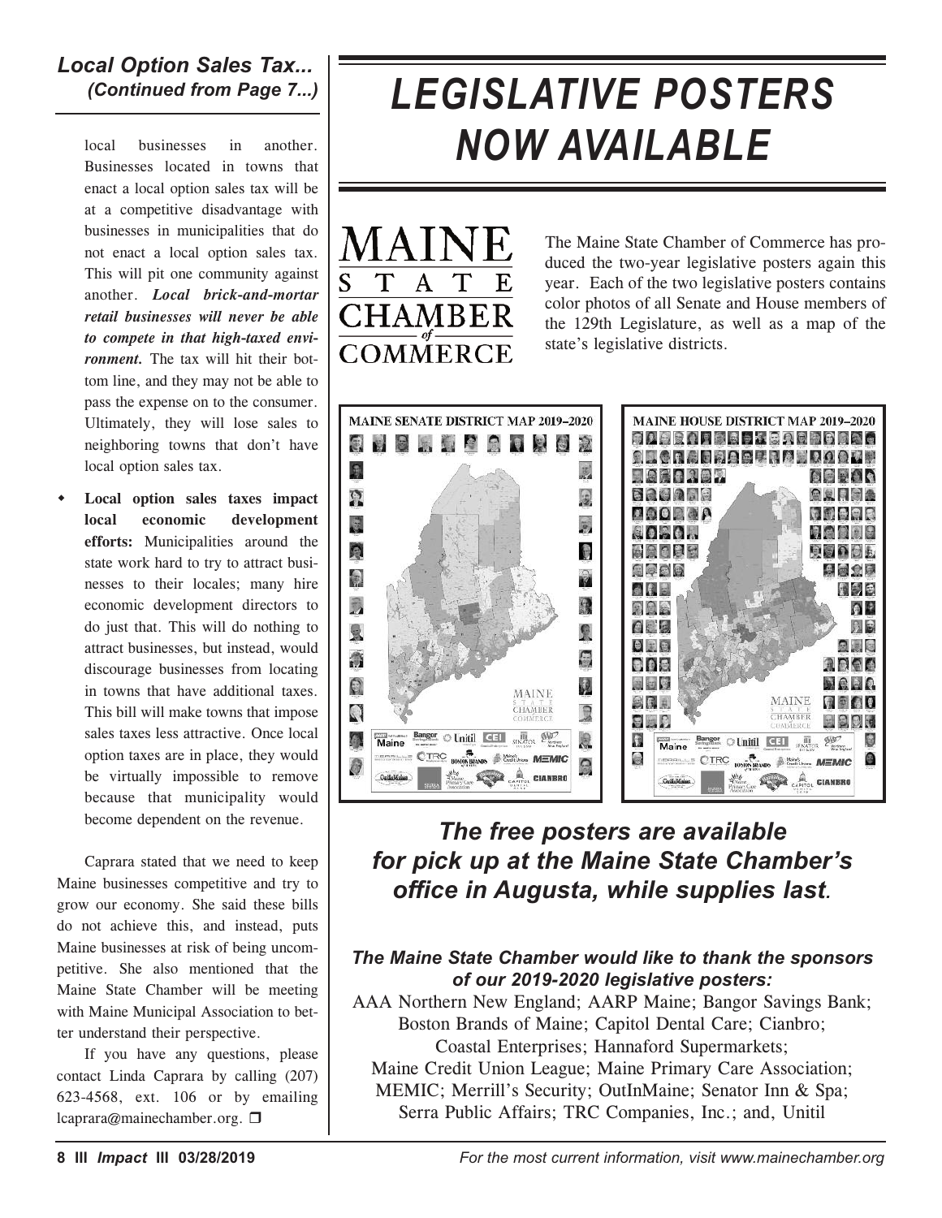## *Local Option Sales Tax... (Continued from Page 7...)*

local businesses in another. Businesses located in towns that enact a local option sales tax will be at a competitive disadvantage with businesses in municipalities that do not enact a local option sales tax. This will pit one community against another. ***Local brick-and-mortar retail businesses will never be able to compete in that high-taxed environment.*** The tax will hit their bottom line, and they may not be able to pass the expense on to the consumer. Ultimately, they will lose sales to neighboring towns that don't have local option sales tax.

- **Local option sales taxes impact local economic development efforts:** Municipalities around the state work hard to try to attract businesses to their locales; many hire economic development directors to do just that. This will do nothing to attract businesses, but instead, would discourage businesses from locating in towns that have additional taxes. This bill will make towns that impose sales taxes less attractive. Once local option taxes are in place, they would be virtually impossible to remove because that municipality would become dependent on the revenue.

Caprara stated that we need to keep Maine businesses competitive and try to grow our economy. She said these bills do not achieve this, and instead, puts Maine businesses at risk of being uncompetitive. She also mentioned that the Maine State Chamber will be meeting with Maine Municipal Association to better understand their perspective.

If you have any questions, please contact Linda Caprara by calling (207) 623-4568, ext. 106 or by emailing lcaprara@mainechamber.org. ❒

# *LEGISLATIVE POSTERS NOW AVAILABLE*

MAINE STATE CHAMBER of COMMERCE

The Maine State Chamber of Commerce has produced the two-year legislative posters again this year. Each of the two legislative posters contains color photos of all Senate and House members of the 129th Legislature, as well as a map of the state's legislative districts.

MAINE SENATE DISTRICT MAP 2019–2020

MAINE HOUSE DISTRICT MAP 2019–2020

### *The free posters are available for pick up at the Maine State Chamber's office in Augusta, while supplies last.*

***The Maine State Chamber would like to thank the sponsors of our 2019-2020 legislative posters:***

AAA Northern New England; AARP Maine; Bangor Savings Bank; Boston Brands of Maine; Capitol Dental Care; Cianbro; Coastal Enterprises; Hannaford Supermarkets; Maine Credit Union League; Maine Primary Care Association; MEMIC; Merrill's Security; OutInMaine; Senator Inn & Spa; Serra Public Affairs; TRC Companies, Inc.; and, Unitil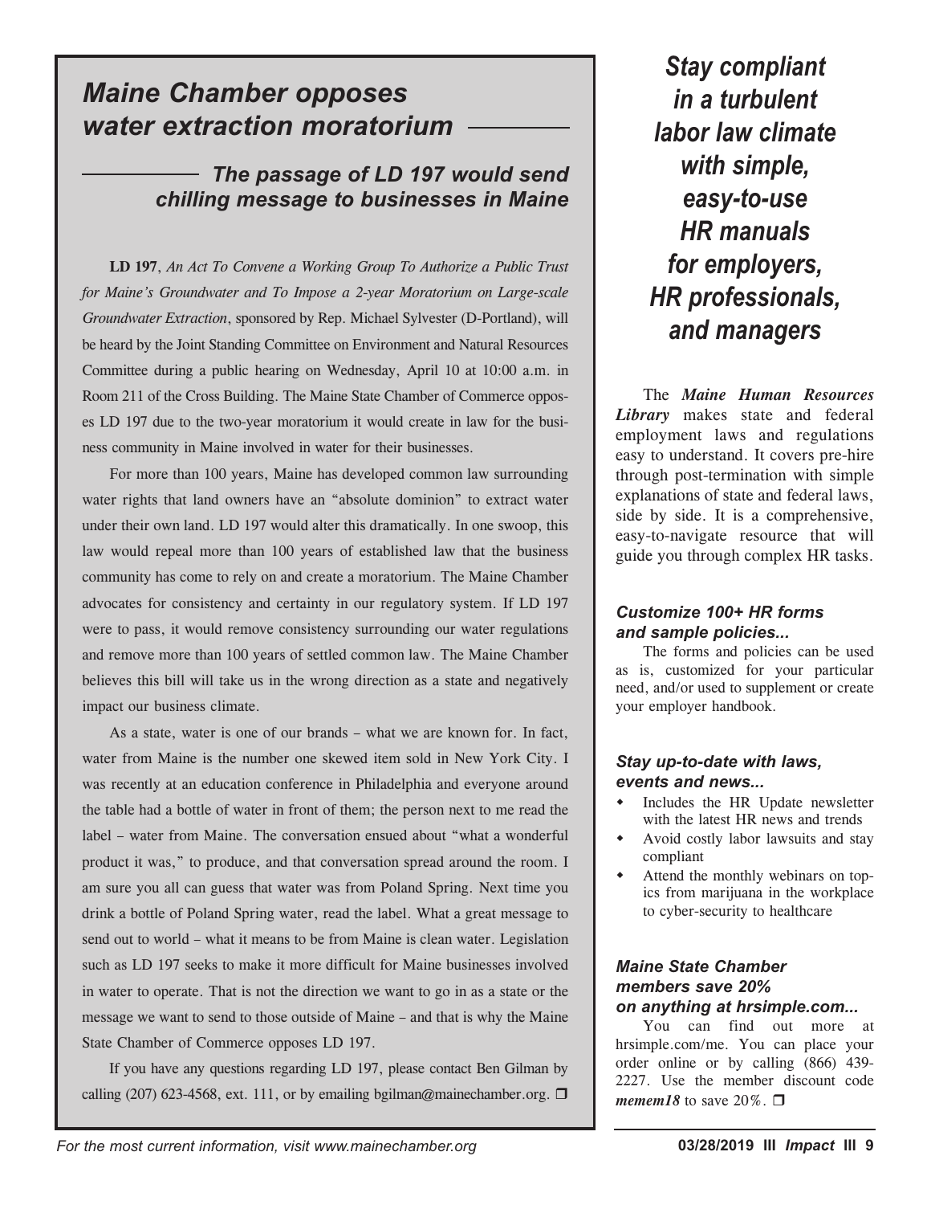## *Maine Chamber opposes water extraction moratorium*

### *The passage of LD 197 would send chilling message to businesses in Maine*

**LD 197**, *An Act To Convene a Working Group To Authorize a Public Trust for Maine's Groundwater and To Impose a 2-year Moratorium on Large-scale Groundwater Extraction*, sponsored by Rep. Michael Sylvester (D-Portland), will be heard by the Joint Standing Committee on Environment and Natural Resources Committee during a public hearing on Wednesday, April 10 at 10:00 a.m. in Room 211 of the Cross Building. The Maine State Chamber of Commerce opposes LD 197 due to the two-year moratorium it would create in law for the business community in Maine involved in water for their businesses.

For more than 100 years, Maine has developed common law surrounding water rights that land owners have an "absolute dominion" to extract water under their own land. LD 197 would alter this dramatically. In one swoop, this law would repeal more than 100 years of established law that the business community has come to rely on and create a moratorium. The Maine Chamber advocates for consistency and certainty in our regulatory system. If LD 197 were to pass, it would remove consistency surrounding our water regulations and remove more than 100 years of settled common law. The Maine Chamber believes this bill will take us in the wrong direction as a state and negatively impact our business climate.

As a state, water is one of our brands – what we are known for. In fact, water from Maine is the number one skewed item sold in New York City. I was recently at an education conference in Philadelphia and everyone around the table had a bottle of water in front of them; the person next to me read the label – water from Maine. The conversation ensued about "what a wonderful product it was," to produce, and that conversation spread around the room. I am sure you all can guess that water was from Poland Spring. Next time you drink a bottle of Poland Spring water, read the label. What a great message to send out to world – what it means to be from Maine is clean water. Legislation such as LD 197 seeks to make it more difficult for Maine businesses involved in water to operate. That is not the direction we want to go in as a state or the message we want to send to those outside of Maine – and that is why the Maine State Chamber of Commerce opposes LD 197.

If you have any questions regarding LD 197, please contact Ben Gilman by calling (207) 623-4568, ext. 111, or by emailing bgilman@mainechamber.org. ❐

## *Stay compliant in a turbulent labor law climate with simple, easy-to-use HR manuals for employers, HR professionals, and managers*

The ***Maine Human Resources Library*** makes state and federal employment laws and regulations easy to understand. It covers pre-hire through post-termination with simple explanations of state and federal laws, side by side. It is a comprehensive, easy-to-navigate resource that will guide you through complex HR tasks.

### *Customize 100+ HR forms and sample policies...*

The forms and policies can be used as is, customized for your particular need, and/or used to supplement or create your employer handbook.

### *Stay up-to-date with laws, events and news...*

- Includes the HR Update newsletter with the latest HR news and trends
- Avoid costly labor lawsuits and stay compliant
- Attend the monthly webinars on topics from marijuana in the workplace to cyber-security to healthcare

### *Maine State Chamber members save 20% on anything at hrsimple.com...*

You can find out more at hrsimple.com/me. You can place your order online or by calling (866) 439-2227. Use the member discount code ***memem18*** to save 20%. ❐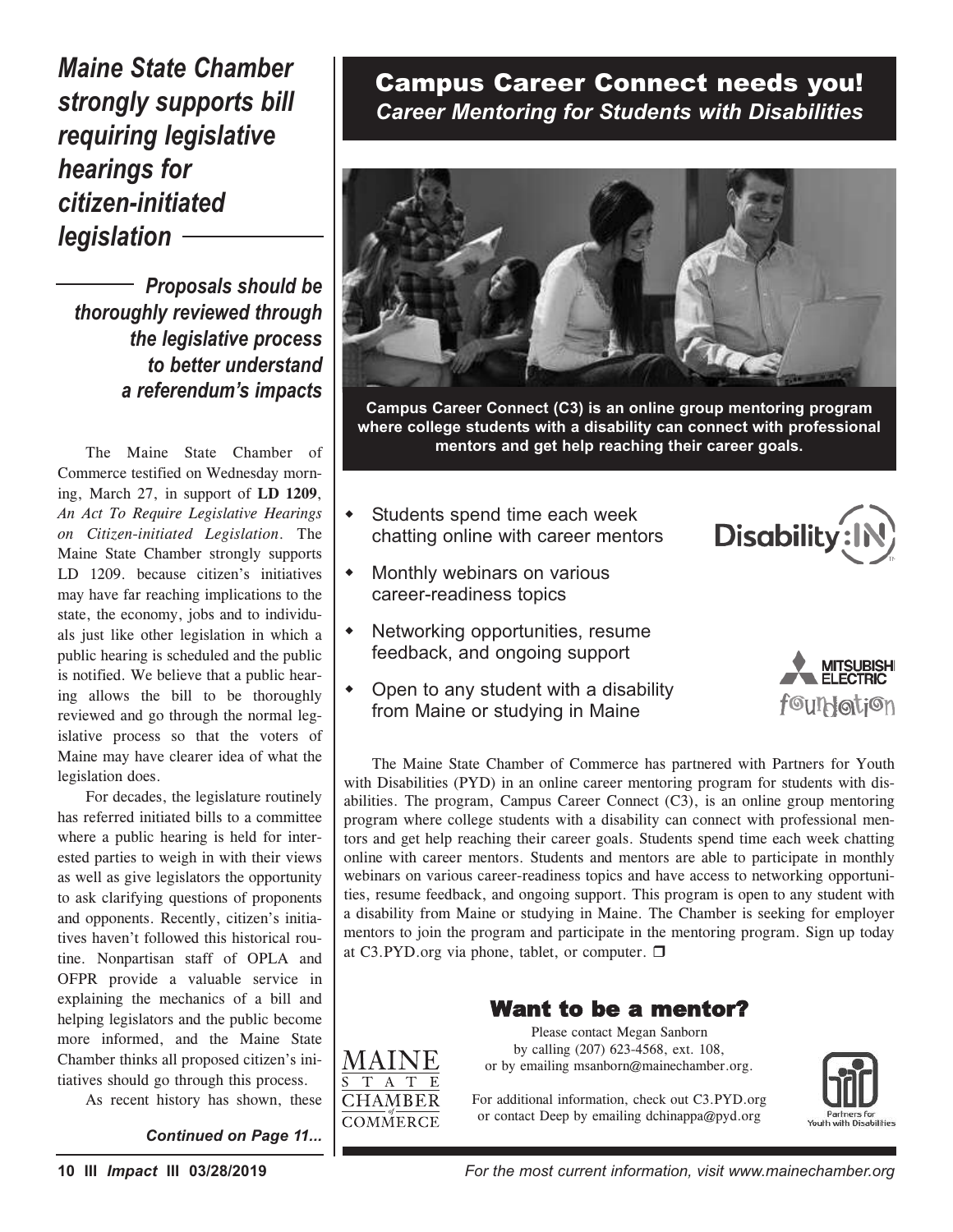## *Maine State Chamber strongly supports bill requiring legislative hearings for citizen-initiated legislation*

### *Proposals should be thoroughly reviewed through the legislative process to better understand a referendum's impacts*

The Maine State Chamber of Commerce testified on Wednesday morning, March 27, in support of **LD 1209**, *An Act To Require Legislative Hearings on Citizen-initiated Legislation*. The Maine State Chamber strongly supports LD 1209. because citizen's initiatives may have far reaching implications to the state, the economy, jobs and to individuals just like other legislation in which a public hearing is scheduled and the public is notified. We believe that a public hearing allows the bill to be thoroughly reviewed and go through the normal legislative process so that the voters of Maine may have clearer idea of what the legislation does.

For decades, the legislature routinely has referred initiated bills to a committee where a public hearing is held for interested parties to weigh in with their views as well as give legislators the opportunity to ask clarifying questions of proponents and opponents. Recently, citizen's initiatives haven't followed this historical routine. Nonpartisan staff of OPLA and OFPR provide a valuable service in explaining the mechanics of a bill and helping legislators and the public become more informed, and the Maine State Chamber thinks all proposed citizen's initiatives should go through this process.

As recent history has shown, these

***Continued on Page 11...***

## Campus Career Connect needs you!

### *Career Mentoring for Students with Disabilities*

**Campus Career Connect (C3) is an online group mentoring program where college students with a disability can connect with professional mentors and get help reaching their career goals.**

- Students spend time each week chatting online with career mentors
- Monthly webinars on various career-readiness topics
- Networking opportunities, resume feedback, and ongoing support
- Open to any student with a disability from Maine or studying in Maine

Disability:IN

Mitsubishi Electric foundation

The Maine State Chamber of Commerce has partnered with Partners for Youth with Disabilities (PYD) in an online career mentoring program for students with disabilities. The program, Campus Career Connect (C3), is an online group mentoring program where college students with a disability can connect with professional mentors and get help reaching their career goals. Students spend time each week chatting online with career mentors. Students and mentors are able to participate in monthly webinars on various career-readiness topics and have access to networking opportunities, resume feedback, and ongoing support. This program is open to any student with a disability from Maine or studying in Maine. The Chamber is seeking for employer mentors to join the program and participate in the mentoring program. Sign up today at C3.PYD.org via phone, tablet, or computer. ❐

### Want to be a mentor?

Please contact Megan Sanborn by calling (207) 623-4568, ext. 108, or by emailing msanborn@mainechamber.org.

For additional information, check out C3.PYD.org or contact Deep by emailing dchinappa@pyd.org

Maine State Chamber of Commerce

Partners for Youth with Disabilities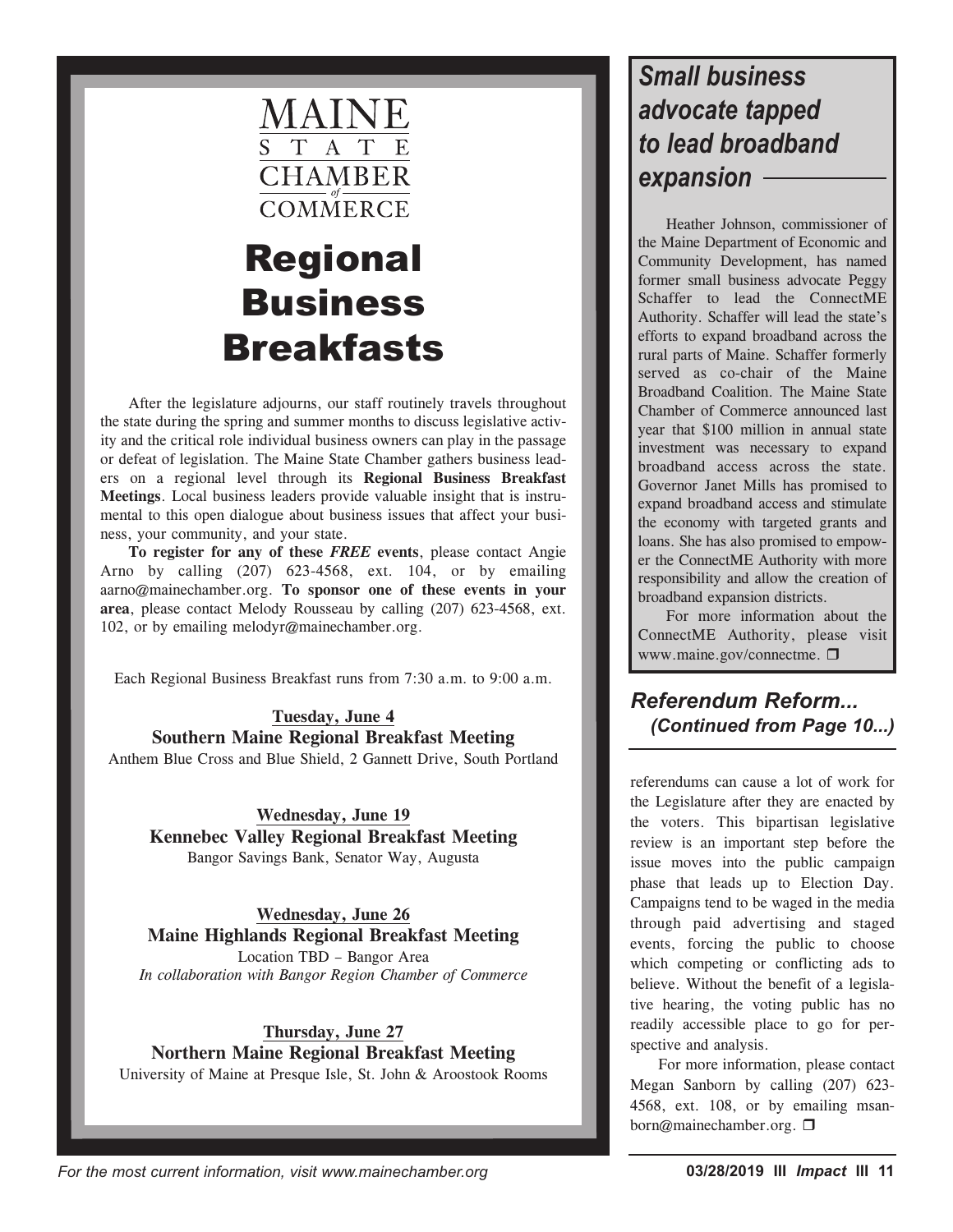MAINE STATE CHAMBER of COMMERCE

# Regional Business Breakfasts

After the legislature adjourns, our staff routinely travels throughout the state during the spring and summer months to discuss legislative activity and the critical role individual business owners can play in the passage or defeat of legislation. The Maine State Chamber gathers business leaders on a regional level through its **Regional Business Breakfast Meetings**. Local business leaders provide valuable insight that is instrumental to this open dialogue about business issues that affect your business, your community, and your state.

**To register for any of these *FREE* events**, please contact Angie Arno by calling (207) 623-4568, ext. 104, or by emailing aarno@mainechamber.org. **To sponsor one of these events in your area**, please contact Melody Rousseau by calling (207) 623-4568, ext. 102, or by emailing melodyr@mainechamber.org.

Each Regional Business Breakfast runs from 7:30 a.m. to 9:00 a.m.

**Tuesday, June 4**
**Southern Maine Regional Breakfast Meeting**
Anthem Blue Cross and Blue Shield, 2 Gannett Drive, South Portland

**Wednesday, June 19**
**Kennebec Valley Regional Breakfast Meeting**
Bangor Savings Bank, Senator Way, Augusta

**Wednesday, June 26**
**Maine Highlands Regional Breakfast Meeting**
Location TBD – Bangor Area
*In collaboration with Bangor Region Chamber of Commerce*

**Thursday, June 27**
**Northern Maine Regional Breakfast Meeting**
University of Maine at Presque Isle, St. John & Aroostook Rooms

## *Small business advocate tapped to lead broadband expansion*

Heather Johnson, commissioner of the Maine Department of Economic and Community Development, has named former small business advocate Peggy Schaffer to lead the ConnectME Authority. Schaffer will lead the state's efforts to expand broadband across the rural parts of Maine. Schaffer formerly served as co-chair of the Maine Broadband Coalition. The Maine State Chamber of Commerce announced last year that $100 million in annual state investment was necessary to expand broadband access across the state. Governor Janet Mills has promised to expand broadband access and stimulate the economy with targeted grants and loans. She has also promised to empower the ConnectME Authority with more responsibility and allow the creation of broadband expansion districts.

For more information about the ConnectME Authority, please visit www.maine.gov/connectme. ❐

## *Referendum Reform... (Continued from Page 10...)*

referendums can cause a lot of work for the Legislature after they are enacted by the voters. This bipartisan legislative review is an important step before the issue moves into the public campaign phase that leads up to Election Day. Campaigns tend to be waged in the media through paid advertising and staged events, forcing the public to choose which competing or conflicting ads to believe. Without the benefit of a legislative hearing, the voting public has no readily accessible place to go for perspective and analysis.

For more information, please contact Megan Sanborn by calling (207) 623-4568, ext. 108, or by emailing msanborn@mainechamber.org. ❐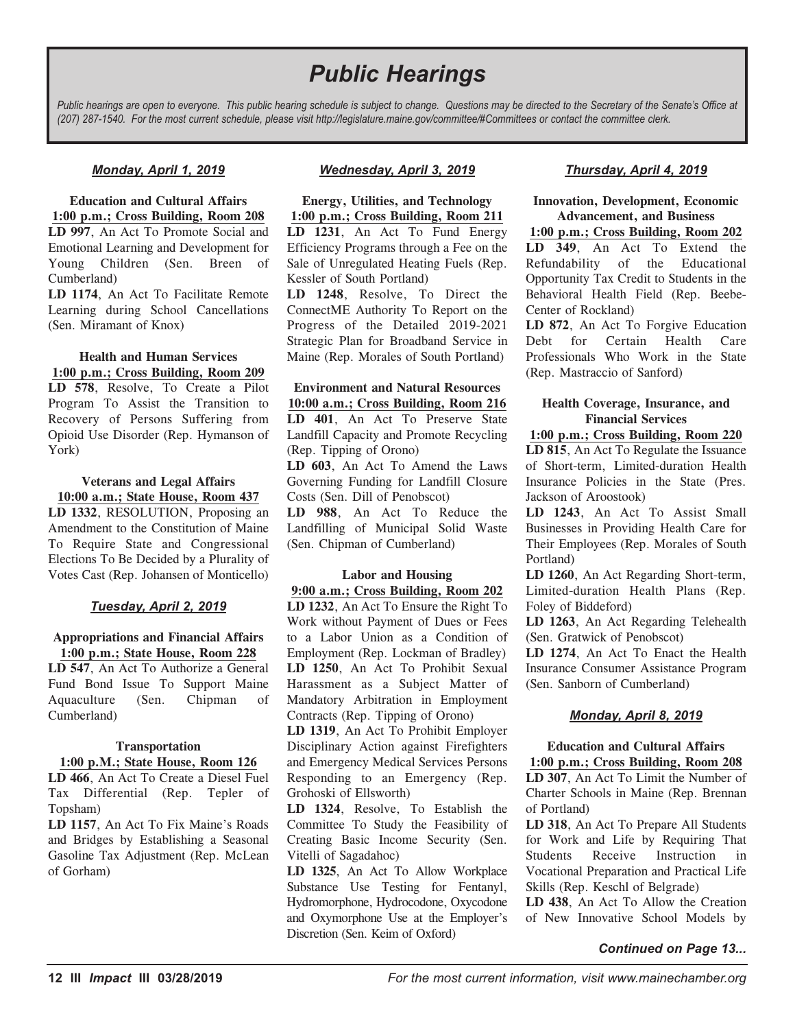# Public Hearings

*Public hearings are open to everyone. This public hearing schedule is subject to change. Questions may be directed to the Secretary of the Senate's Office at (207) 287-1540. For the most current schedule, please visit http://legislature.maine.gov/committee/#Committees or contact the committee clerk.*

## *Monday, April 1, 2019*

**Education and Cultural Affairs**
**1:00 p.m.; Cross Building, Room 208**

**LD 997**, An Act To Promote Social and Emotional Learning and Development for Young Children (Sen. Breen of Cumberland)

**LD 1174**, An Act To Facilitate Remote Learning during School Cancellations (Sen. Miramant of Knox)

**Health and Human Services**
**1:00 p.m.; Cross Building, Room 209**

**LD 578**, Resolve, To Create a Pilot Program To Assist the Transition to Recovery of Persons Suffering from Opioid Use Disorder (Rep. Hymanson of York)

**Veterans and Legal Affairs**
**10:00 a.m.; State House, Room 437**

**LD 1332**, RESOLUTION, Proposing an Amendment to the Constitution of Maine To Require State and Congressional Elections To Be Decided by a Plurality of Votes Cast (Rep. Johansen of Monticello)

## *Tuesday, April 2, 2019*

**Appropriations and Financial Affairs**
**1:00 p.m.; State House, Room 228**

**LD 547**, An Act To Authorize a General Fund Bond Issue To Support Maine Aquaculture (Sen. Chipman of Cumberland)

**Transportation**
**1:00 p.M.; State House, Room 126**

**LD 466**, An Act To Create a Diesel Fuel Tax Differential (Rep. Tepler of Topsham)

**LD 1157**, An Act To Fix Maine's Roads and Bridges by Establishing a Seasonal Gasoline Tax Adjustment (Rep. McLean of Gorham)

## *Wednesday, April 3, 2019*

**Energy, Utilities, and Technology**
**1:00 p.m.; Cross Building, Room 211**

**LD 1231**, An Act To Fund Energy Efficiency Programs through a Fee on the Sale of Unregulated Heating Fuels (Rep. Kessler of South Portland)

**LD 1248**, Resolve, To Direct the ConnectME Authority To Report on the Progress of the Detailed 2019-2021 Strategic Plan for Broadband Service in Maine (Rep. Morales of South Portland)

**Environment and Natural Resources**
**10:00 a.m.; Cross Building, Room 216**

**LD 401**, An Act To Preserve State Landfill Capacity and Promote Recycling (Rep. Tipping of Orono)

**LD 603**, An Act To Amend the Laws Governing Funding for Landfill Closure Costs (Sen. Dill of Penobscot)

**LD 988**, An Act To Reduce the Landfilling of Municipal Solid Waste (Sen. Chipman of Cumberland)

**Labor and Housing**
**9:00 a.m.; Cross Building, Room 202**

**LD 1232**, An Act To Ensure the Right To Work without Payment of Dues or Fees to a Labor Union as a Condition of Employment (Rep. Lockman of Bradley)

**LD 1250**, An Act To Prohibit Sexual Harassment as a Subject Matter of Mandatory Arbitration in Employment Contracts (Rep. Tipping of Orono)

**LD 1319**, An Act To Prohibit Employer Disciplinary Action against Firefighters and Emergency Medical Services Persons Responding to an Emergency (Rep. Grohoski of Ellsworth)

**LD 1324**, Resolve, To Establish the Committee To Study the Feasibility of Creating Basic Income Security (Sen. Vitelli of Sagadahoc)

**LD 1325**, An Act To Allow Workplace Substance Use Testing for Fentanyl, Hydromorphone, Hydrocodone, Oxycodone and Oxymorphone Use at the Employer's Discretion (Sen. Keim of Oxford)

## *Thursday, April 4, 2019*

**Innovation, Development, Economic Advancement, and Business**
**1:00 p.m.; Cross Building, Room 202**

**LD 349**, An Act To Extend the Refundability of the Educational Opportunity Tax Credit to Students in the Behavioral Health Field (Rep. Beebe-Center of Rockland)

**LD 872**, An Act To Forgive Education Debt for Certain Health Care Professionals Who Work in the State (Rep. Mastraccio of Sanford)

**Health Coverage, Insurance, and Financial Services**
**1:00 p.m.; Cross Building, Room 220**

**LD 815**, An Act To Regulate the Issuance of Short-term, Limited-duration Health Insurance Policies in the State (Pres. Jackson of Aroostook)

**LD 1243**, An Act To Assist Small Businesses in Providing Health Care for Their Employees (Rep. Morales of South Portland)

**LD 1260**, An Act Regarding Short-term, Limited-duration Health Plans (Rep. Foley of Biddeford)

**LD 1263**, An Act Regarding Telehealth (Sen. Gratwick of Penobscot)

**LD 1274**, An Act To Enact the Health Insurance Consumer Assistance Program (Sen. Sanborn of Cumberland)

## *Monday, April 8, 2019*

**Education and Cultural Affairs**
**1:00 p.m.; Cross Building, Room 208**

**LD 307**, An Act To Limit the Number of Charter Schools in Maine (Rep. Brennan of Portland)

**LD 318**, An Act To Prepare All Students for Work and Life by Requiring That Students Receive Instruction in Vocational Preparation and Practical Life Skills (Rep. Keschl of Belgrade)

**LD 438**, An Act To Allow the Creation of New Innovative School Models by

***Continued on Page 13...***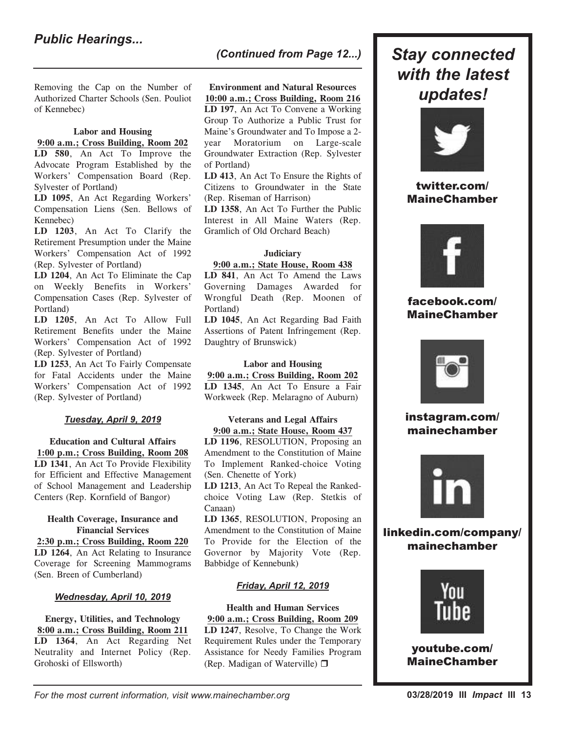## Public Hearings...

*(Continued from Page 12...)*

Removing the Cap on the Number of Authorized Charter Schools (Sen. Pouliot of Kennebec)

**Labor and Housing**
**9:00 a.m.; Cross Building, Room 202**

**LD 580**, An Act To Improve the Advocate Program Established by the Workers' Compensation Board (Rep. Sylvester of Portland)

**LD 1095**, An Act Regarding Workers' Compensation Liens (Sen. Bellows of Kennebec)

**LD 1203**, An Act To Clarify the Retirement Presumption under the Maine Workers' Compensation Act of 1992 (Rep. Sylvester of Portland)

**LD 1204**, An Act To Eliminate the Cap on Weekly Benefits in Workers' Compensation Cases (Rep. Sylvester of Portland)

**LD 1205**, An Act To Allow Full Retirement Benefits under the Maine Workers' Compensation Act of 1992 (Rep. Sylvester of Portland)

**LD 1253**, An Act To Fairly Compensate for Fatal Accidents under the Maine Workers' Compensation Act of 1992 (Rep. Sylvester of Portland)

### *Tuesday, April 9, 2019*

**Education and Cultural Affairs**
**1:00 p.m.; Cross Building, Room 208**

**LD 1341**, An Act To Provide Flexibility for Efficient and Effective Management of School Management and Leadership Centers (Rep. Kornfield of Bangor)

**Health Coverage, Insurance and Financial Services**
**2:30 p.m.; Cross Building, Room 220**

**LD 1264**, An Act Relating to Insurance Coverage for Screening Mammograms (Sen. Breen of Cumberland)

### *Wednesday, April 10, 2019*

**Energy, Utilities, and Technology**
**8:00 a.m.; Cross Building, Room 211**

**LD 1364**, An Act Regarding Net Neutrality and Internet Policy (Rep. Grohoski of Ellsworth)

**Environment and Natural Resources**
**10:00 a.m.; Cross Building, Room 216**

**LD 197**, An Act To Convene a Working Group To Authorize a Public Trust for Maine's Groundwater and To Impose a 2-year Moratorium on Large-scale Groundwater Extraction (Rep. Sylvester of Portland)

**LD 413**, An Act To Ensure the Rights of Citizens to Groundwater in the State (Rep. Riseman of Harrison)

**LD 1358**, An Act To Further the Public Interest in All Maine Waters (Rep. Gramlich of Old Orchard Beach)

**Judiciary**
**9:00 a.m.; State House, Room 438**

**LD 841**, An Act To Amend the Laws Governing Damages Awarded for Wrongful Death (Rep. Moonen of Portland)

**LD 1045**, An Act Regarding Bad Faith Assertions of Patent Infringement (Rep. Daughtry of Brunswick)

**Labor and Housing**
**9:00 a.m.; Cross Building, Room 202**

**LD 1345**, An Act To Ensure a Fair Workweek (Rep. Melaragno of Auburn)

**Veterans and Legal Affairs**
**9:00 a.m.; State House, Room 437**

**LD 1196**, RESOLUTION, Proposing an Amendment to the Constitution of Maine To Implement Ranked-choice Voting (Sen. Chenette of York)

**LD 1213**, An Act To Repeal the Ranked-choice Voting Law (Rep. Stetkis of Canaan)

**LD 1365**, RESOLUTION, Proposing an Amendment to the Constitution of Maine To Provide for the Election of the Governor by Majority Vote (Rep. Babbidge of Kennebunk)

### *Friday, April 12, 2019*

**Health and Human Services**
**9:00 a.m.; Cross Building, Room 209**

**LD 1247**, Resolve, To Change the Work Requirement Rules under the Temporary Assistance for Needy Families Program (Rep. Madigan of Waterville) ❐

## *Stay connected with the latest updates!*

**twitter.com/MaineChamber**

**facebook.com/MaineChamber**

**instagram.com/mainechamber**

**linkedin.com/company/mainechamber**

**youtube.com/MaineChamber**

*For the most current information, visit www.mainechamber.org*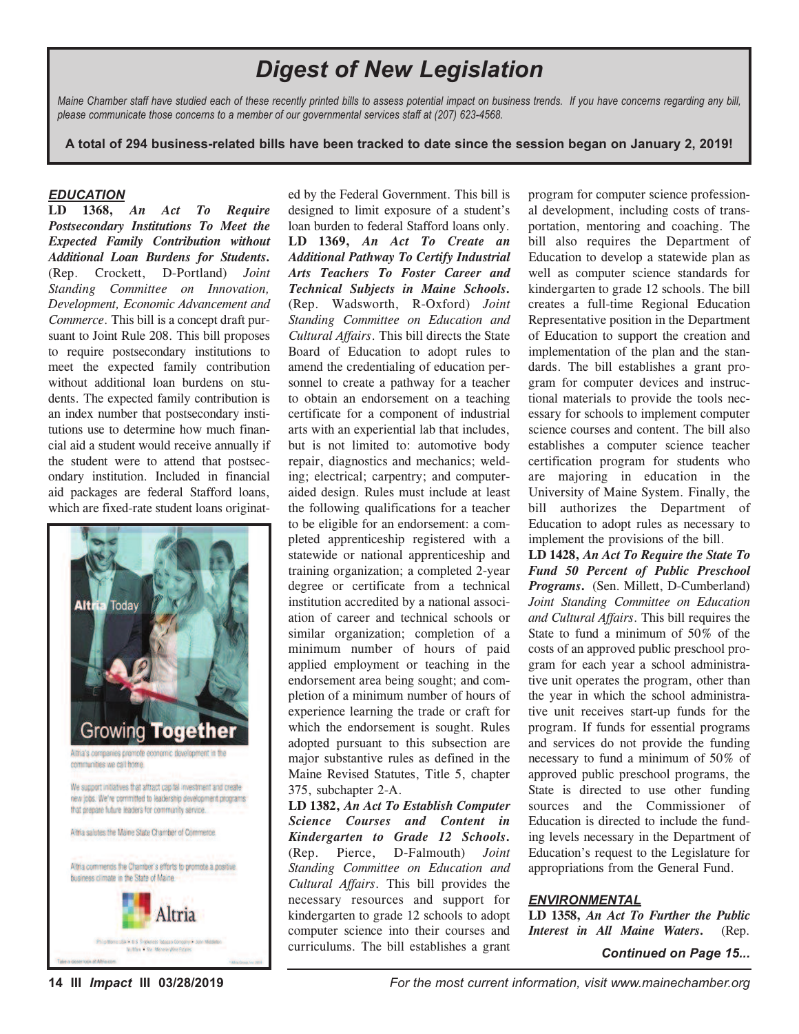# Digest of New Legislation

*Maine Chamber staff have studied each of these recently printed bills to assess potential impact on business trends. If you have concerns regarding any bill, please communicate those concerns to a member of our governmental services staff at (207) 623-4568.*

**A total of 294 business-related bills have been tracked to date since the session began on January 2, 2019!**

## EDUCATION

**LD 1368,** ***An Act To Require Postsecondary Institutions To Meet the Expected Family Contribution without Additional Loan Burdens for Students.*** (Rep. Crockett, D-Portland) *Joint Standing Committee on Innovation, Development, Economic Advancement and Commerce.* This bill is a concept draft pursuant to Joint Rule 208. This bill proposes to require postsecondary institutions to meet the expected family contribution without additional loan burdens on students. The expected family contribution is an index number that postsecondary institutions use to determine how much financial aid a student would receive annually if the student were to attend that postsecondary institution. Included in financial aid packages are federal Stafford loans, which are fixed-rate student loans originated by the Federal Government. This bill is designed to limit exposure of a student's loan burden to federal Stafford loans only.

**LD 1369,** ***An Act To Create an Additional Pathway To Certify Industrial Arts Teachers To Foster Career and Technical Subjects in Maine Schools.*** (Rep. Wadsworth, R-Oxford) *Joint Standing Committee on Education and Cultural Affairs.* This bill directs the State Board of Education to adopt rules to amend the credentialing of education personnel to create a pathway for a teacher to obtain an endorsement on a teaching certificate for a component of industrial arts with an experiential lab that includes, but is not limited to: automotive body repair, diagnostics and mechanics; welding; electrical; carpentry; and computer-aided design. Rules must include at least the following qualifications for a teacher to be eligible for an endorsement: a completed apprenticeship registered with a statewide or national apprenticeship and training organization; a completed 2-year degree or certificate from a technical institution accredited by a national association of career and technical schools or similar organization; completion of a minimum number of hours of paid applied employment or teaching in the endorsement area being sought; and completion of a minimum number of hours of experience learning the trade or craft for which the endorsement is sought. Rules adopted pursuant to this subsection are major substantive rules as defined in the Maine Revised Statutes, Title 5, chapter 375, subchapter 2-A.

**LD 1382,** ***An Act To Establish Computer Science Courses and Content in Kindergarten to Grade 12 Schools.*** (Rep. Pierce, D-Falmouth) *Joint Standing Committee on Education and Cultural Affairs.* This bill provides the necessary resources and support for kindergarten to grade 12 schools to adopt computer science into their courses and curriculums. The bill establishes a grant program for computer science professional development, including costs of transportation, mentoring and coaching. The bill also requires the Department of Education to develop a statewide plan as well as computer science standards for kindergarten to grade 12 schools. The bill creates a full-time Regional Education Representative position in the Department of Education to support the creation and implementation of the plan and the standards. The bill establishes a grant program for computer devices and instructional materials to provide the tools necessary for schools to implement computer science courses and content. The bill also establishes a computer science teacher certification program for students who are majoring in education in the University of Maine System. Finally, the bill authorizes the Department of Education to adopt rules as necessary to implement the provisions of the bill.

**LD 1428,** ***An Act To Require the State To Fund 50 Percent of Public Preschool Programs.*** (Sen. Millett, D-Cumberland) *Joint Standing Committee on Education and Cultural Affairs.* This bill requires the State to fund a minimum of 50% of the costs of an approved public preschool program for each year a school administrative unit operates the program, other than the year in which the school administrative unit receives start-up funds for the program. If funds for essential programs and services do not provide the funding necessary to fund a minimum of 50% of approved public preschool programs, the State is directed to use other funding sources and the Commissioner of Education is directed to include the funding levels necessary in the Department of Education's request to the Legislature for appropriations from the General Fund.

## ENVIRONMENTAL

**LD 1358,** ***An Act To Further the Public Interest in All Maine Waters.*** (Rep.

***Continued on Page 15...***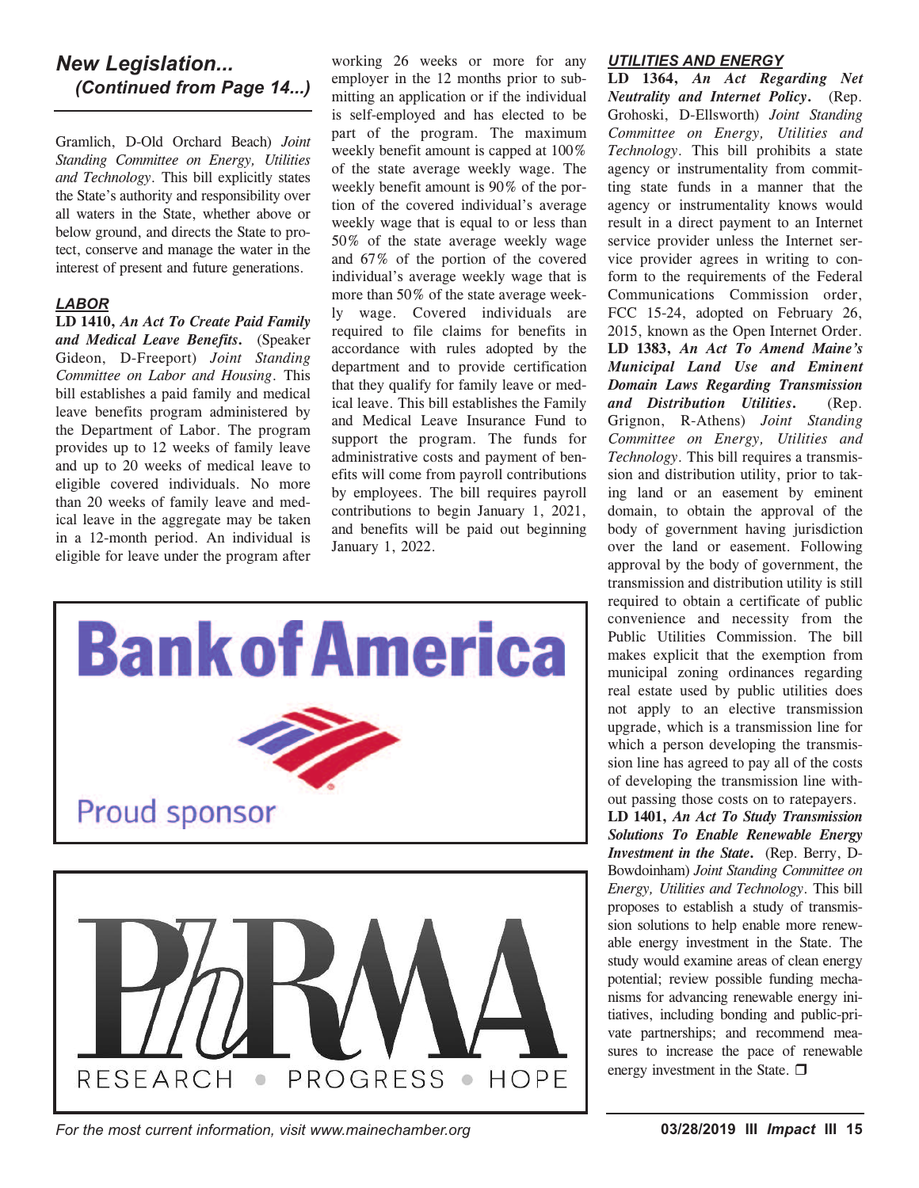## New Legislation... (Continued from Page 14...)

Gramlich, D-Old Orchard Beach) *Joint Standing Committee on Energy, Utilities and Technology*. This bill explicitly states the State's authority and responsibility over all waters in the State, whether above or below ground, and directs the State to protect, conserve and manage the water in the interest of present and future generations.

### LABOR

**LD 1410,** ***An Act To Create Paid Family and Medical Leave Benefits.*** (Speaker Gideon, D-Freeport) *Joint Standing Committee on Labor and Housing*. This bill establishes a paid family and medical leave benefits program administered by the Department of Labor. The program provides up to 12 weeks of family leave and up to 20 weeks of medical leave to eligible covered individuals. No more than 20 weeks of family leave and medical leave in the aggregate may be taken in a 12-month period. An individual is eligible for leave under the program after working 26 weeks or more for any employer in the 12 months prior to submitting an application or if the individual is self-employed and has elected to be part of the program. The maximum weekly benefit amount is capped at 100% of the state average weekly wage. The weekly benefit amount is 90% of the portion of the covered individual's average weekly wage that is equal to or less than 50% of the state average weekly wage and 67% of the portion of the covered individual's average weekly wage that is more than 50% of the state average weekly wage. Covered individuals are required to file claims for benefits in accordance with rules adopted by the department and to provide certification that they qualify for family leave or medical leave. This bill establishes the Family and Medical Leave Insurance Fund to support the program. The funds for administrative costs and payment of benefits will come from payroll contributions by employees. The bill requires payroll contributions to begin January 1, 2021, and benefits will be paid out beginning January 1, 2022.

Bank of America

Proud sponsor

PhRMA

RESEARCH • PROGRESS • HOPE

### UTILITIES AND ENERGY

**LD 1364,** ***An Act Regarding Net Neutrality and Internet Policy.*** (Rep. Grohoski, D-Ellsworth) *Joint Standing Committee on Energy, Utilities and Technology*. This bill prohibits a state agency or instrumentality from committing state funds in a manner that the agency or instrumentality knows would result in a direct payment to an Internet service provider unless the Internet service provider agrees in writing to conform to the requirements of the Federal Communications Commission order, FCC 15-24, adopted on February 26, 2015, known as the Open Internet Order.

**LD 1383,** ***An Act To Amend Maine's Municipal Land Use and Eminent Domain Laws Regarding Transmission and Distribution Utilities.*** (Rep. Grignon, R-Athens) *Joint Standing Committee on Energy, Utilities and Technology*. This bill requires a transmission and distribution utility, prior to taking land or an easement by eminent domain, to obtain the approval of the body of government having jurisdiction over the land or easement. Following approval by the body of government, the transmission and distribution utility is still required to obtain a certificate of public convenience and necessity from the Public Utilities Commission. The bill makes explicit that the exemption from municipal zoning ordinances regarding real estate used by public utilities does not apply to an elective transmission upgrade, which is a transmission line for which a person developing the transmission line has agreed to pay all of the costs of developing the transmission line without passing those costs on to ratepayers.

**LD 1401,** ***An Act To Study Transmission Solutions To Enable Renewable Energy Investment in the State.*** (Rep. Berry, D-Bowdoinham) *Joint Standing Committee on Energy, Utilities and Technology*. This bill proposes to establish a study of transmission solutions to help enable more renewable energy investment in the State. The study would examine areas of clean energy potential; review possible funding mechanisms for advancing renewable energy initiatives, including bonding and public-private partnerships; and recommend measures to increase the pace of renewable energy investment in the State. ❐

For the most current information, visit www.mainechamber.org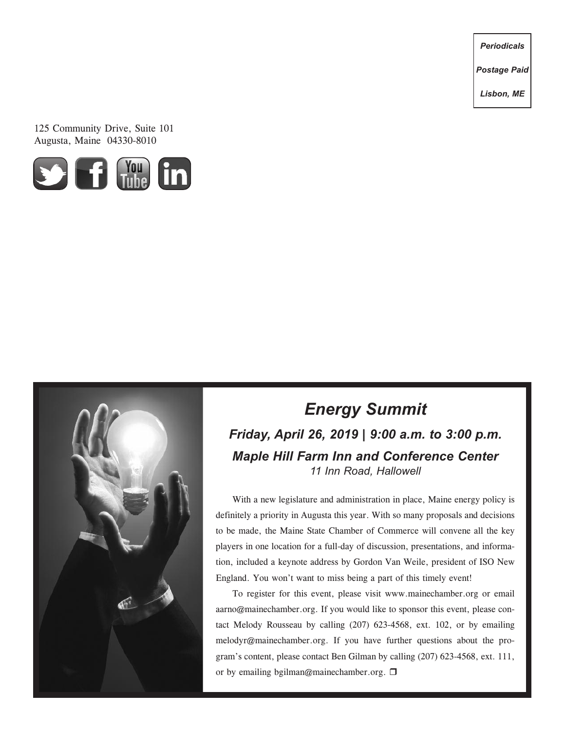*Periodicals*

*Postage Paid*

*Lisbon, ME*

125 Community Drive, Suite 101
Augusta, Maine 04330-8010

## *Energy Summit*

### *Friday, April 26, 2019 | 9:00 a.m. to 3:00 p.m.*

### *Maple Hill Farm Inn and Conference Center*

*11 Inn Road, Hallowell*

With a new legislature and administration in place, Maine energy policy is definitely a priority in Augusta this year. With so many proposals and decisions to be made, the Maine State Chamber of Commerce will convene all the key players in one location for a full-day of discussion, presentations, and information, included a keynote address by Gordon Van Weile, president of ISO New England. You won't want to miss being a part of this timely event!

To register for this event, please visit www.mainechamber.org or email aarno@mainechamber.org. If you would like to sponsor this event, please contact Melody Rousseau by calling (207) 623-4568, ext. 102, or by emailing melodyr@mainechamber.org. If you have further questions about the program's content, please contact Ben Gilman by calling (207) 623-4568, ext. 111, or by emailing bgilman@mainechamber.org. ❐